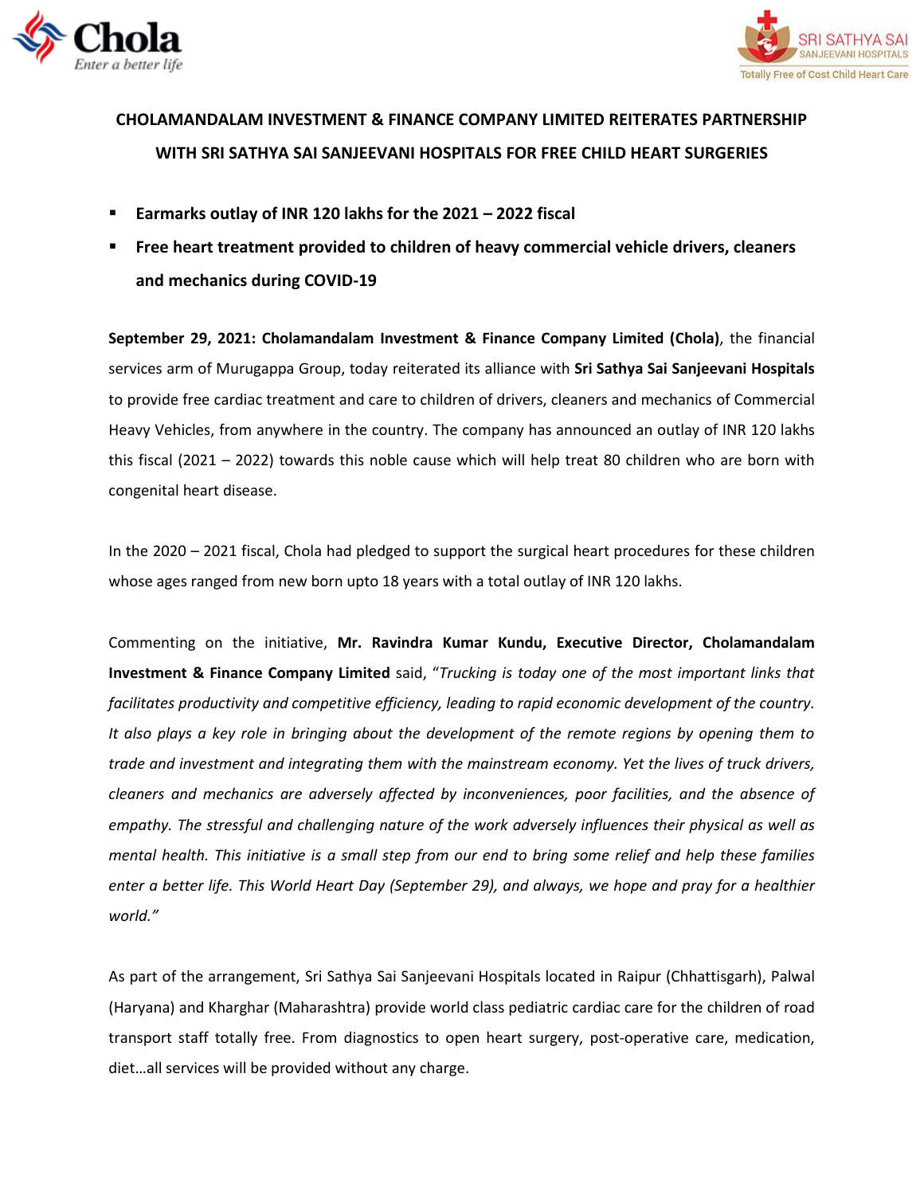# CHOLAMANDALAM INVESTMENT & FINANCE COMPANY LIMITED REITERATES PARTNERSHIP WITH SRI SATHYA SAI SANJEEVANI HOSPITALS FOR FREE CHILD HEART SURGERIES

- **Earmarks outlay of INR 120 lakhs for the 2021 – 2022 fiscal**
- **Free heart treatment provided to children of heavy commercial vehicle drivers, cleaners and mechanics during COVID-19**

**September 29, 2021: Cholamandalam Investment & Finance Company Limited (Chola)**, the financial services arm of Murugappa Group, today reiterated its alliance with **Sri Sathya Sai Sanjeevani Hospitals** to provide free cardiac treatment and care to children of drivers, cleaners and mechanics of Commercial Heavy Vehicles, from anywhere in the country. The company has announced an outlay of INR 120 lakhs this fiscal (2021 – 2022) towards this noble cause which will help treat 80 children who are born with congenital heart disease.

In the 2020 – 2021 fiscal, Chola had pledged to support the surgical heart procedures for these children whose ages ranged from new born upto 18 years with a total outlay of INR 120 lakhs.

Commenting on the initiative, **Mr. Ravindra Kumar Kundu, Executive Director, Cholamandalam Investment & Finance Company Limited** said, "*Trucking is today one of the most important links that facilitates productivity and competitive efficiency, leading to rapid economic development of the country. It also plays a key role in bringing about the development of the remote regions by opening them to trade and investment and integrating them with the mainstream economy. Yet the lives of truck drivers, cleaners and mechanics are adversely affected by inconveniences, poor facilities, and the absence of empathy. The stressful and challenging nature of the work adversely influences their physical as well as mental health. This initiative is a small step from our end to bring some relief and help these families enter a better life. This World Heart Day (September 29), and always, we hope and pray for a healthier world.*"

As part of the arrangement, Sri Sathya Sai Sanjeevani Hospitals located in Raipur (Chhattisgarh), Palwal (Haryana) and Kharghar (Maharashtra) provide world class pediatric cardiac care for the children of road transport staff totally free. From diagnostics to open heart surgery, post-operative care, medication, diet…all services will be provided without any charge.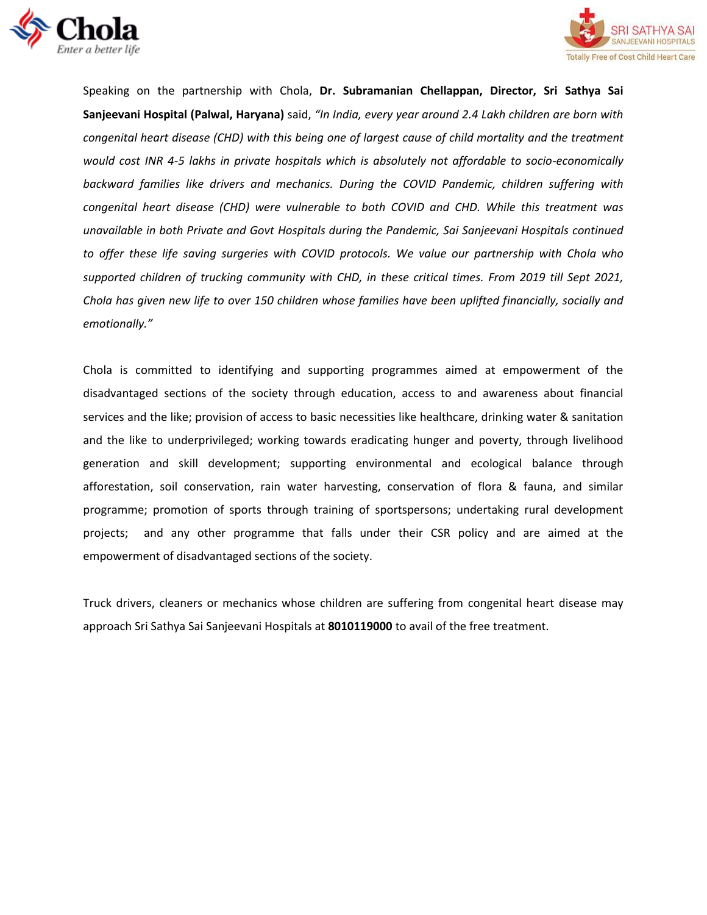Speaking on the partnership with Chola, **Dr. Subramanian Chellappan, Director, Sri Sathya Sai Sanjeevani Hospital (Palwal, Haryana)** said, *"In India, every year around 2.4 Lakh children are born with congenital heart disease (CHD) with this being one of largest cause of child mortality and the treatment would cost INR 4-5 lakhs in private hospitals which is absolutely not affordable to socio-economically backward families like drivers and mechanics. During the COVID Pandemic, children suffering with congenital heart disease (CHD) were vulnerable to both COVID and CHD. While this treatment was unavailable in both Private and Govt Hospitals during the Pandemic, Sai Sanjeevani Hospitals continued to offer these life saving surgeries with COVID protocols. We value our partnership with Chola who supported children of trucking community with CHD, in these critical times. From 2019 till Sept 2021, Chola has given new life to over 150 children whose families have been uplifted financially, socially and emotionally."*

Chola is committed to identifying and supporting programmes aimed at empowerment of the disadvantaged sections of the society through education, access to and awareness about financial services and the like; provision of access to basic necessities like healthcare, drinking water & sanitation and the like to underprivileged; working towards eradicating hunger and poverty, through livelihood generation and skill development; supporting environmental and ecological balance through afforestation, soil conservation, rain water harvesting, conservation of flora & fauna, and similar programme; promotion of sports through training of sportspersons; undertaking rural development projects; and any other programme that falls under their CSR policy and are aimed at the empowerment of disadvantaged sections of the society.

Truck drivers, cleaners or mechanics whose children are suffering from congenital heart disease may approach Sri Sathya Sai Sanjeevani Hospitals at **8010119000** to avail of the free treatment.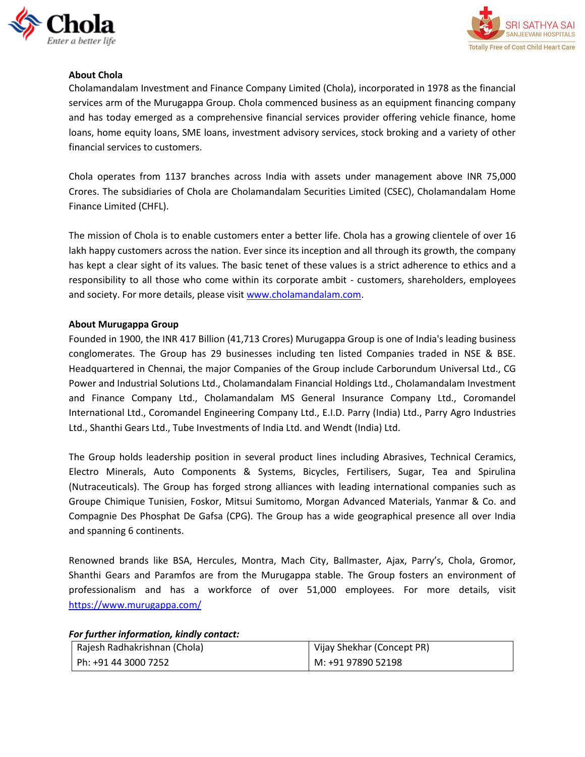**About Chola**

Cholamandalam Investment and Finance Company Limited (Chola), incorporated in 1978 as the financial services arm of the Murugappa Group. Chola commenced business as an equipment financing company and has today emerged as a comprehensive financial services provider offering vehicle finance, home loans, home equity loans, SME loans, investment advisory services, stock broking and a variety of other financial services to customers.

Chola operates from 1137 branches across India with assets under management above INR 75,000 Crores. The subsidiaries of Chola are Cholamandalam Securities Limited (CSEC), Cholamandalam Home Finance Limited (CHFL).

The mission of Chola is to enable customers enter a better life. Chola has a growing clientele of over 16 lakh happy customers across the nation. Ever since its inception and all through its growth, the company has kept a clear sight of its values. The basic tenet of these values is a strict adherence to ethics and a responsibility to all those who come within its corporate ambit - customers, shareholders, employees and society. For more details, please visit www.cholamandalam.com.

**About Murugappa Group**

Founded in 1900, the INR 417 Billion (41,713 Crores) Murugappa Group is one of India's leading business conglomerates. The Group has 29 businesses including ten listed Companies traded in NSE & BSE. Headquartered in Chennai, the major Companies of the Group include Carborundum Universal Ltd., CG Power and Industrial Solutions Ltd., Cholamandalam Financial Holdings Ltd., Cholamandalam Investment and Finance Company Ltd., Cholamandalam MS General Insurance Company Ltd., Coromandel International Ltd., Coromandel Engineering Company Ltd., E.I.D. Parry (India) Ltd., Parry Agro Industries Ltd., Shanthi Gears Ltd., Tube Investments of India Ltd. and Wendt (India) Ltd.

The Group holds leadership position in several product lines including Abrasives, Technical Ceramics, Electro Minerals, Auto Components & Systems, Bicycles, Fertilisers, Sugar, Tea and Spirulina (Nutraceuticals). The Group has forged strong alliances with leading international companies such as Groupe Chimique Tunisien, Foskor, Mitsui Sumitomo, Morgan Advanced Materials, Yanmar & Co. and Compagnie Des Phosphat De Gafsa (CPG). The Group has a wide geographical presence all over India and spanning 6 continents.

Renowned brands like BSA, Hercules, Montra, Mach City, Ballmaster, Ajax, Parry's, Chola, Gromor, Shanthi Gears and Paramfos are from the Murugappa stable. The Group fosters an environment of professionalism and has a workforce of over 51,000 employees. For more details, visit https://www.murugappa.com/

***For further information, kindly contact:***

| | |
|---|---|
| Rajesh Radhakrishnan (Chola) | Vijay Shekhar (Concept PR) |
| Ph: +91 44 3000 7252 | M: +91 97890 52198 |